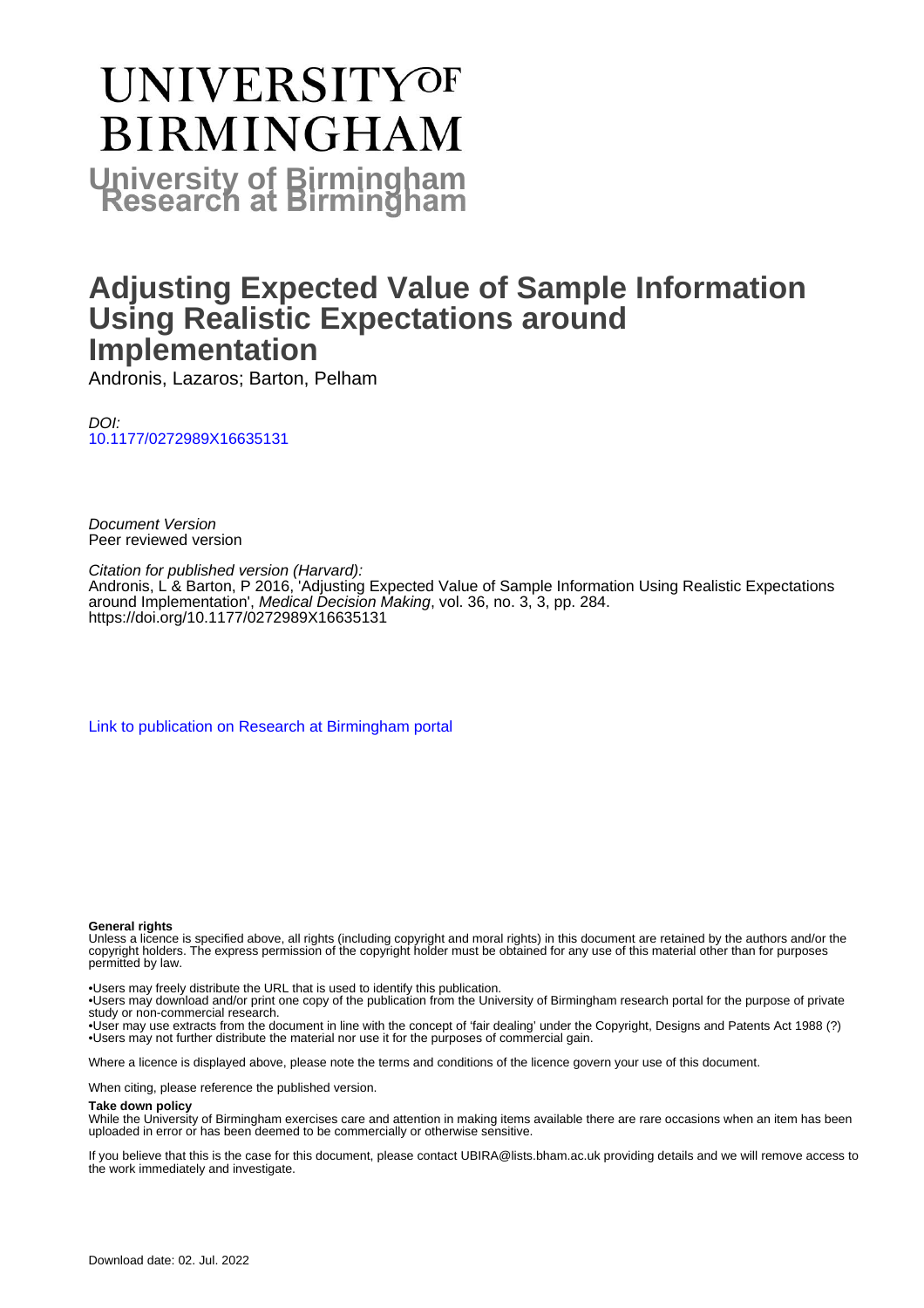# UNIVERSITY OF BIRMINGHAM

**University of Birmingham Research at Birmingham**

# Adjusting Expected Value of Sample Information Using Realistic Expectations around Implementation

Andronis, Lazaros; Barton, Pelham

*DOI:*
10.1177/0272989X16635131

*Document Version*
Peer reviewed version

*Citation for published version (Harvard):*
Andronis, L & Barton, P 2016, 'Adjusting Expected Value of Sample Information Using Realistic Expectations around Implementation', *Medical Decision Making*, vol. 36, no. 3, 3, pp. 284.
https://doi.org/10.1177/0272989X16635131

Link to publication on Research at Birmingham portal

**General rights**
Unless a licence is specified above, all rights (including copyright and moral rights) in this document are retained by the authors and/or the copyright holders. The express permission of the copyright holder must be obtained for any use of this material other than for purposes permitted by law.

•Users may freely distribute the URL that is used to identify this publication.
•Users may download and/or print one copy of the publication from the University of Birmingham research portal for the purpose of private study or non-commercial research.
•User may use extracts from the document in line with the concept of 'fair dealing' under the Copyright, Designs and Patents Act 1988 (?)
•Users may not further distribute the material nor use it for the purposes of commercial gain.

Where a licence is displayed above, please note the terms and conditions of the licence govern your use of this document.

When citing, please reference the published version.

**Take down policy**
While the University of Birmingham exercises care and attention in making items available there are rare occasions when an item has been uploaded in error or has been deemed to be commercially or otherwise sensitive.

If you believe that this is the case for this document, please contact UBIRA@lists.bham.ac.uk providing details and we will remove access to the work immediately and investigate.

Download date: 02. Jul. 2022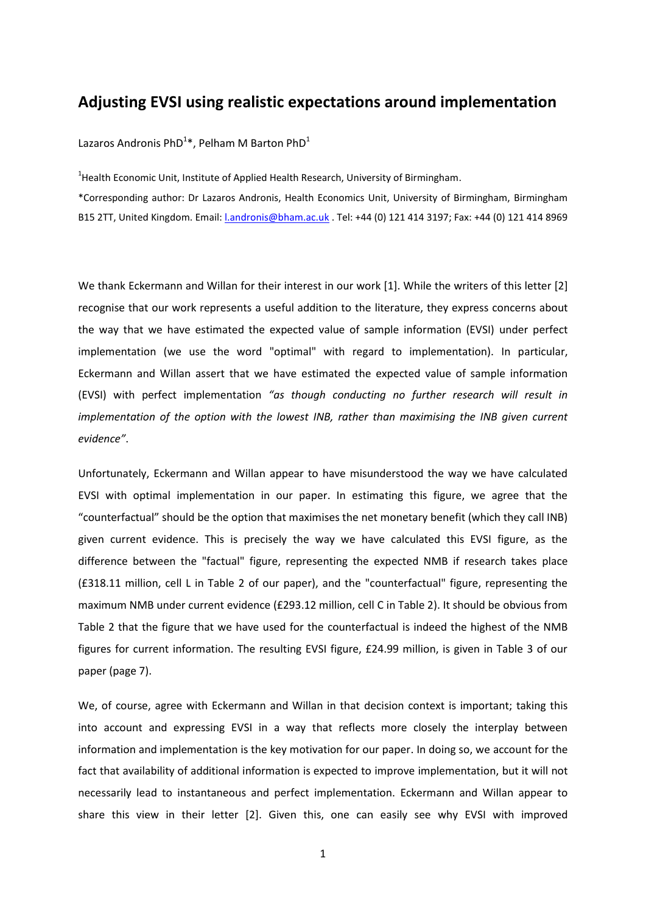# Adjusting EVSI using realistic expectations around implementation

Lazaros Andronis PhD[1]*, Pelham M Barton PhD[1]

[1]Health Economic Unit, Institute of Applied Health Research, University of Birmingham.

*Corresponding author: Dr Lazaros Andronis, Health Economics Unit, University of Birmingham, Birmingham B15 2TT, United Kingdom. Email: l.andronis@bham.ac.uk . Tel: +44 (0) 121 414 3197; Fax: +44 (0) 121 414 8969

We thank Eckermann and Willan for their interest in our work [1]. While the writers of this letter [2] recognise that our work represents a useful addition to the literature, they express concerns about the way that we have estimated the expected value of sample information (EVSI) under perfect implementation (we use the word "optimal" with regard to implementation). In particular, Eckermann and Willan assert that we have estimated the expected value of sample information (EVSI) with perfect implementation *"as though conducting no further research will result in implementation of the option with the lowest INB, rather than maximising the INB given current evidence"*.

Unfortunately, Eckermann and Willan appear to have misunderstood the way we have calculated EVSI with optimal implementation in our paper. In estimating this figure, we agree that the "counterfactual" should be the option that maximises the net monetary benefit (which they call INB) given current evidence. This is precisely the way we have calculated this EVSI figure, as the difference between the "factual" figure, representing the expected NMB if research takes place (£318.11 million, cell L in Table 2 of our paper), and the "counterfactual" figure, representing the maximum NMB under current evidence (£293.12 million, cell C in Table 2). It should be obvious from Table 2 that the figure that we have used for the counterfactual is indeed the highest of the NMB figures for current information. The resulting EVSI figure, £24.99 million, is given in Table 3 of our paper (page 7).

We, of course, agree with Eckermann and Willan in that decision context is important; taking this into account and expressing EVSI in a way that reflects more closely the interplay between information and implementation is the key motivation for our paper. In doing so, we account for the fact that availability of additional information is expected to improve implementation, but it will not necessarily lead to instantaneous and perfect implementation. Eckermann and Willan appear to share this view in their letter [2]. Given this, one can easily see why EVSI with improved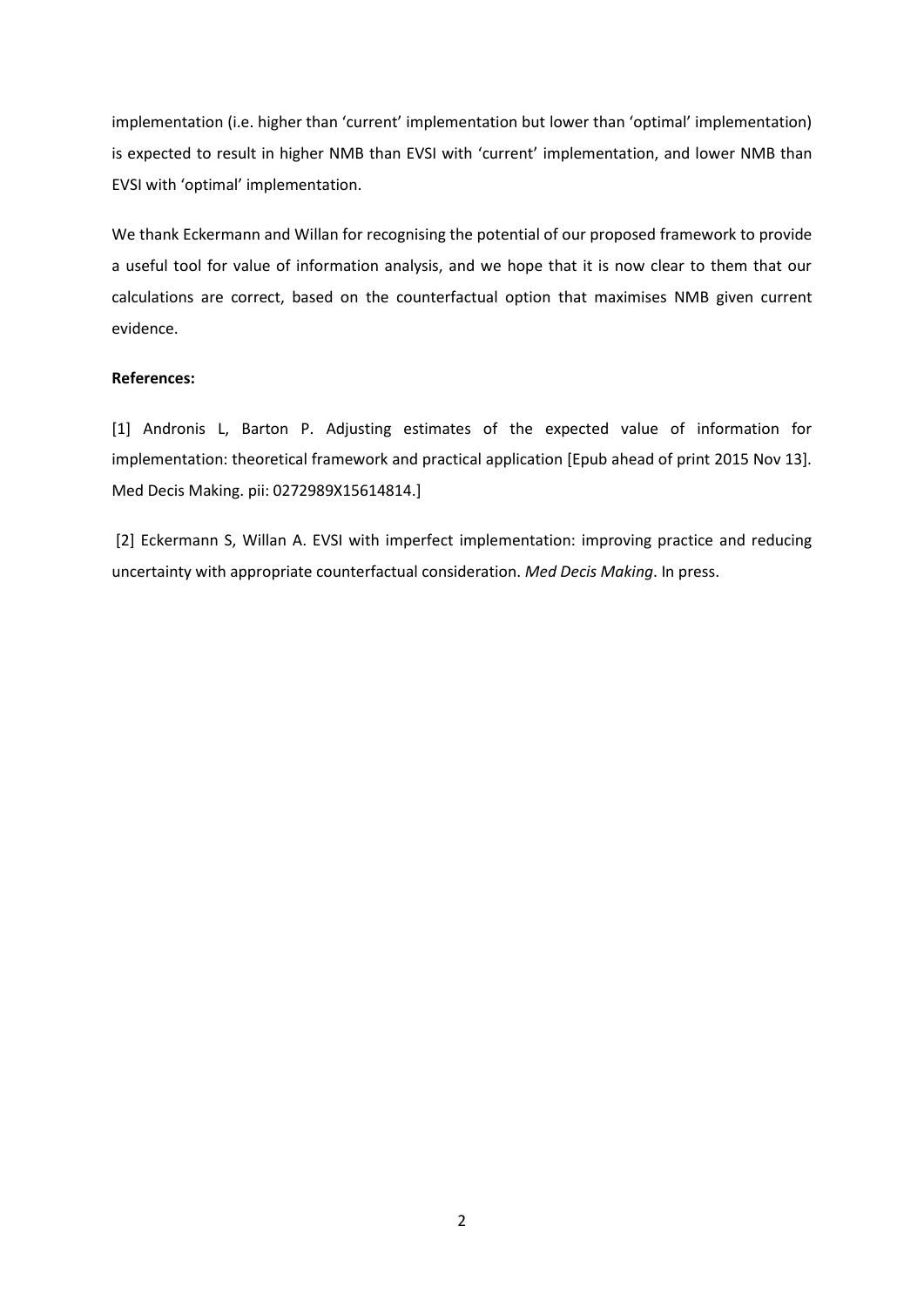implementation (i.e. higher than 'current' implementation but lower than 'optimal' implementation) is expected to result in higher NMB than EVSI with 'current' implementation, and lower NMB than EVSI with 'optimal' implementation.

We thank Eckermann and Willan for recognising the potential of our proposed framework to provide a useful tool for value of information analysis, and we hope that it is now clear to them that our calculations are correct, based on the counterfactual option that maximises NMB given current evidence.

**References:**

[1] Andronis L, Barton P. Adjusting estimates of the expected value of information for implementation: theoretical framework and practical application [Epub ahead of print 2015 Nov 13]. Med Decis Making. pii: 0272989X15614814.]

[2] Eckermann S, Willan A. EVSI with imperfect implementation: improving practice and reducing uncertainty with appropriate counterfactual consideration. *Med Decis Making*. In press.